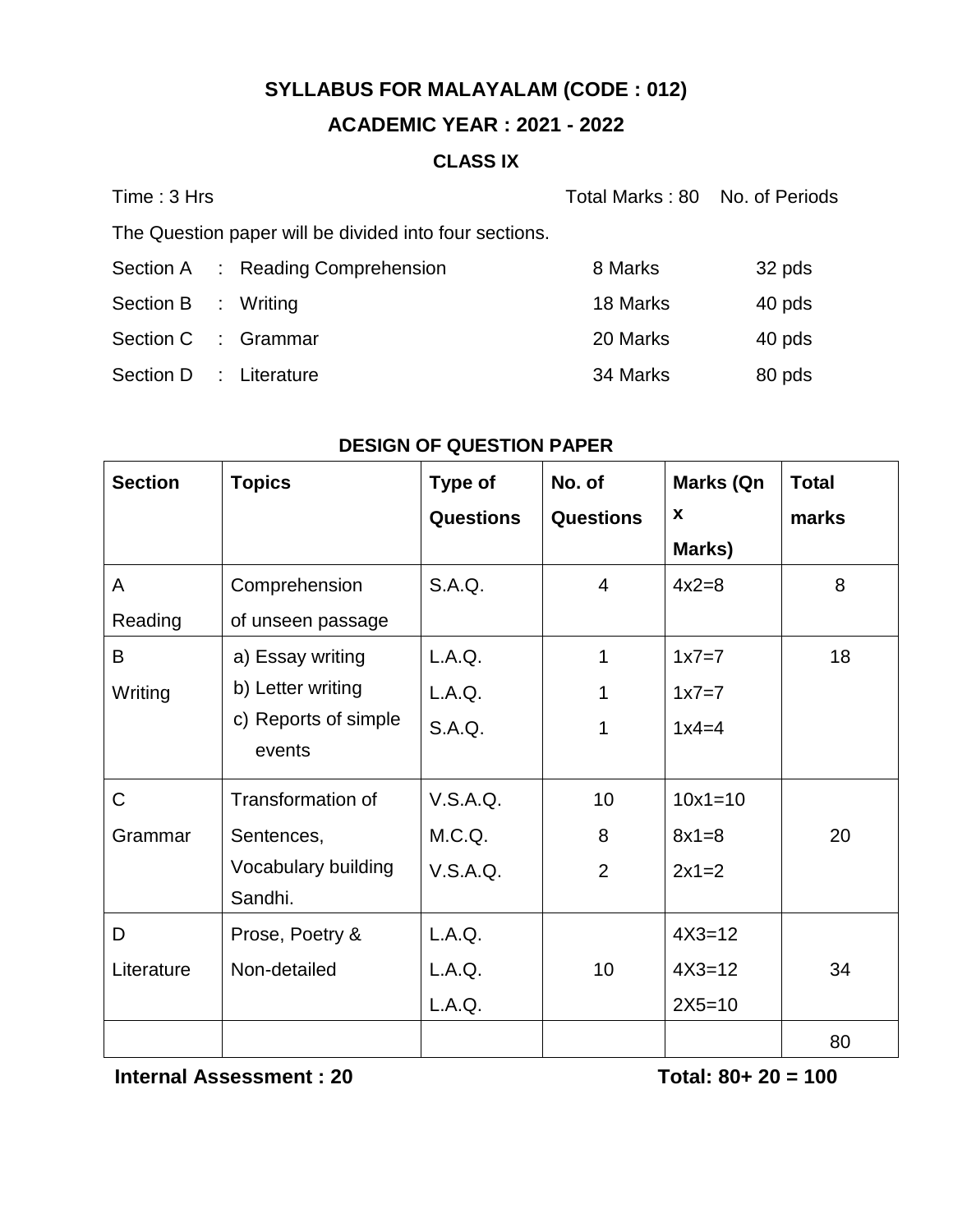# SYLLABUS FOR MALAYALAM (CODE : 012)

## ACADEMIC YEAR : 2021 - 2022

### CLASS IX

Time : 3 Hrs                Total Marks : 80    No. of Periods

The Question paper will be divided into four sections.

| | | | |
|---|---|---|---|
| Section A | : Reading Comprehension | 8 Marks | 32 pds |
| Section B | : Writing | 18 Marks | 40 pds |
| Section C | : Grammar | 20 Marks | 40 pds |
| Section D | : Literature | 34 Marks | 80 pds |

**DESIGN OF QUESTION PAPER**

| Section | Topics | Type of Questions | No. of Questions | Marks (Qn x Marks) | Total marks |
|---|---|---|---|---|---|
| A Reading | Comprehension of unseen passage | S.A.Q. | 4 | 4x2=8 | 8 |
| B Writing | a) Essay writing<br>b) Letter writing<br>c) Reports of simple events | L.A.Q.<br>L.A.Q.<br>S.A.Q. | 1<br>1<br>1 | 1x7=7<br>1x7=7<br>1x4=4 | 18 |
| C Grammar | Transformation of Sentences, Vocabulary building Sandhi. | V.S.A.Q.<br>M.C.Q.<br>V.S.A.Q. | 10<br>8<br>2 | 10x1=10<br>8x1=8<br>2x1=2 | 20 |
| D Literature | Prose, Poetry & Non-detailed | L.A.Q.<br>L.A.Q.<br>L.A.Q. | 10 | 4X3=12<br>4X3=12<br>2X5=10 | 34 |
| | | | | | 80 |

**Internal Assessment : 20**                **Total: 80+ 20 = 100**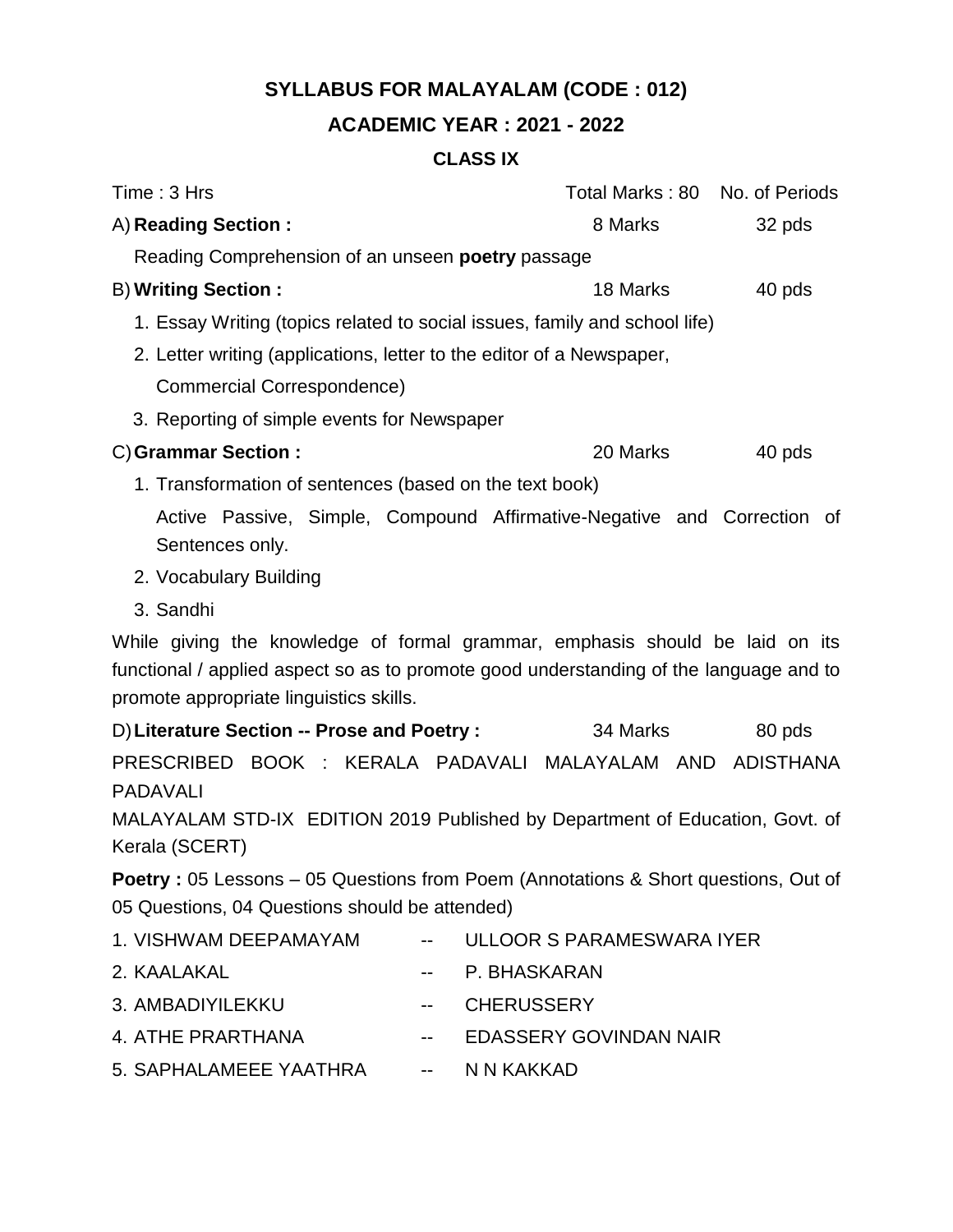# SYLLABUS FOR MALAYALAM (CODE : 012)

## ACADEMIC YEAR : 2021 - 2022

### CLASS IX

| Time : 3 Hrs | Total Marks : 80 | No. of Periods |
|---|---|---|
| A) **Reading Section :** | 8 Marks | 32 pds |

Reading Comprehension of an unseen **poetry** passage

| | | |
|---|---|---|
| B) **Writing Section :** | 18 Marks | 40 pds |

1. Essay Writing (topics related to social issues, family and school life)
2. Letter writing (applications, letter to the editor of a Newspaper, Commercial Correspondence)
3. Reporting of simple events for Newspaper

| | | |
|---|---|---|
| C) **Grammar Section :** | 20 Marks | 40 pds |

1. Transformation of sentences (based on the text book)

   Active Passive, Simple, Compound Affirmative-Negative and Correction of Sentences only.
2. Vocabulary Building
3. Sandhi

While giving the knowledge of formal grammar, emphasis should be laid on its functional / applied aspect so as to promote good understanding of the language and to promote appropriate linguistics skills.

| | | |
|---|---|---|
| D) **Literature Section -- Prose and Poetry :** | 34 Marks | 80 pds |

PRESCRIBED BOOK : KERALA PADAVALI MALAYALAM AND ADISTHANA PADAVALI

MALAYALAM STD-IX EDITION 2019 Published by Department of Education, Govt. of Kerala (SCERT)

**Poetry :** 05 Lessons – 05 Questions from Poem (Annotations & Short questions, Out of 05 Questions, 04 Questions should be attended)

1. VISHWAM DEEPAMAYAM -- ULLOOR S PARAMESWARA IYER
2. KAALAKAL -- P. BHASKARAN
3. AMBADIYILEKKU -- CHERUSSERY
4. ATHE PRARTHANA -- EDASSERY GOVINDAN NAIR
5. SAPHALAMEEE YAATHRA -- N N KAKKAD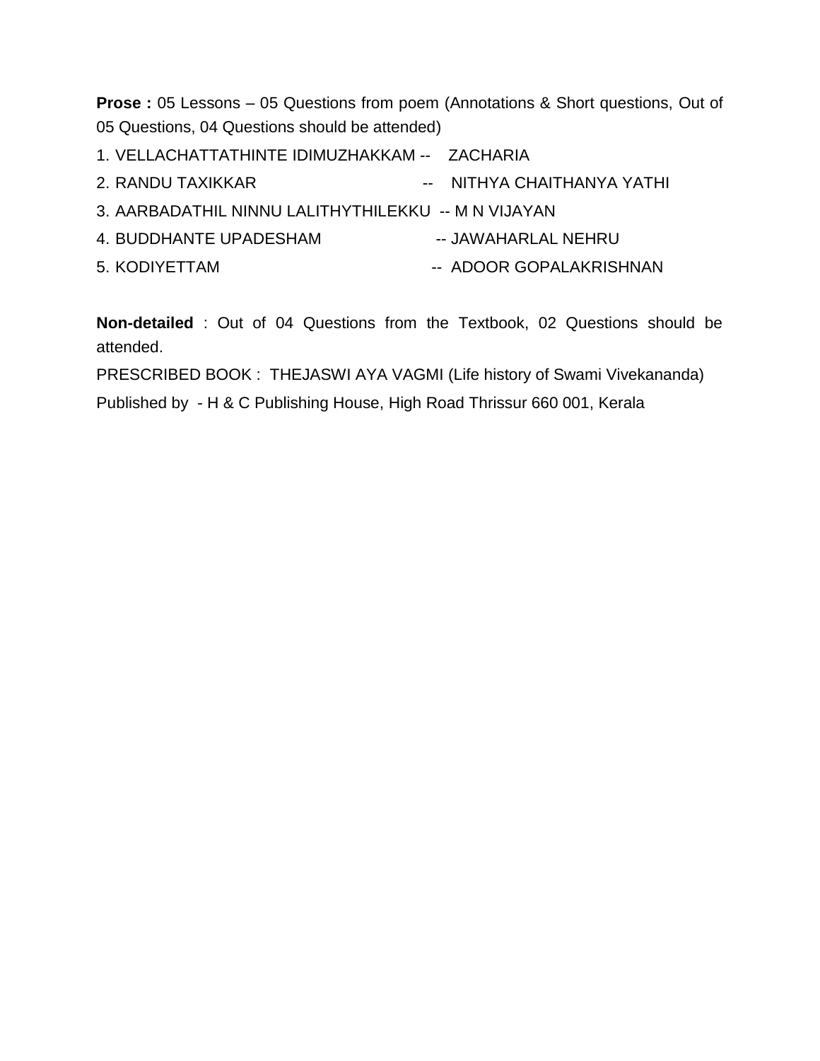**Prose :** 05 Lessons – 05 Questions from poem (Annotations & Short questions, Out of 05 Questions, 04 Questions should be attended)

1. VELLACHATTATHINTE IDIMUZHAKKAM -- ZACHARIA
2. RANDU TAXIKKAR -- NITHYA CHAITHANYA YATHI
3. AARBADATHIL NINNU LALITHYTHILEKKU -- M N VIJAYAN
4. BUDDHANTE UPADESHAM -- JAWAHARLAL NEHRU
5. KODIYETTAM -- ADOOR GOPALAKRISHNAN

**Non-detailed** : Out of 04 Questions from the Textbook, 02 Questions should be attended.

PRESCRIBED BOOK : THEJASWI AYA VAGMI (Life history of Swami Vivekananda)

Published by - H & C Publishing House, High Road Thrissur 660 001, Kerala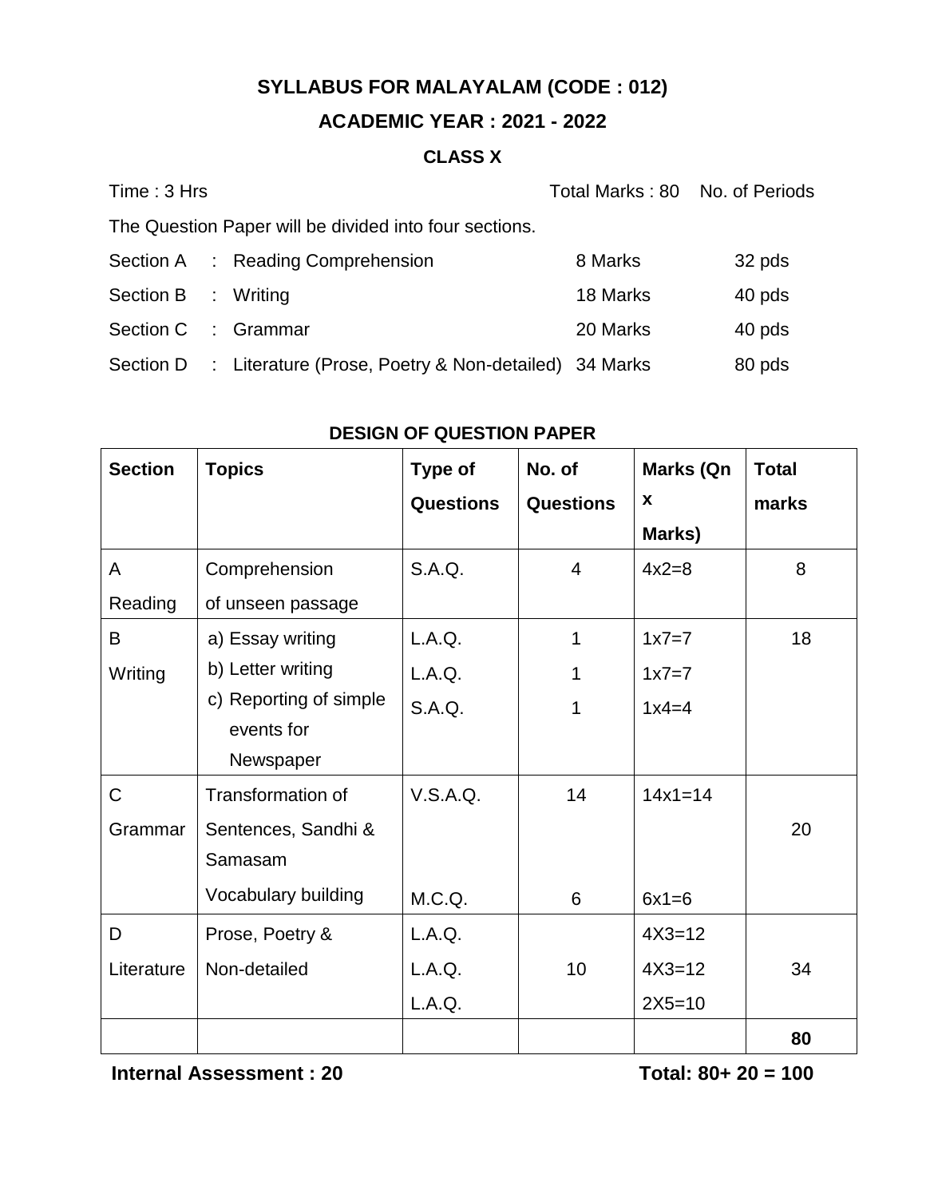## SYLLABUS FOR MALAYALAM (CODE : 012)

## ACADEMIC YEAR : 2021 - 2022

### CLASS X

Time : 3 Hrs　　　　　　　　　　　　　　Total Marks : 80　No. of Periods

The Question Paper will be divided into four sections.

| | | | |
|---|---|---|---|
| Section A | : Reading Comprehension | 8 Marks | 32 pds |
| Section B | : Writing | 18 Marks | 40 pds |
| Section C | : Grammar | 20 Marks | 40 pds |
| Section D | : Literature (Prose, Poetry & Non-detailed) | 34 Marks | 80 pds |

### DESIGN OF QUESTION PAPER

| Section | Topics | Type of Questions | No. of Questions | Marks (Qn x Marks) | Total marks |
|---|---|---|---|---|---|
| A Reading | Comprehension of unseen passage | S.A.Q. | 4 | 4x2=8 | 8 |
| B Writing | a) Essay writing<br>b) Letter writing<br>c) Reporting of simple events for Newspaper | L.A.Q.<br>L.A.Q.<br>S.A.Q. | 1<br>1<br>1 | 1x7=7<br>1x7=7<br>1x4=4 | 18 |
| C Grammar | Transformation of Sentences, Sandhi & Samasam<br>Vocabulary building | V.S.A.Q.<br>M.C.Q. | 14<br>6 | 14x1=14<br>6x1=6 | 20 |
| D Literature | Prose, Poetry & Non-detailed | L.A.Q.<br>L.A.Q.<br>L.A.Q. | 10 | 4X3=12<br>4X3=12<br>2X5=10 | 34 |
| | | | | | **80** |

**Internal Assessment : 20**　　　　　　　　　　**Total: 80+ 20 = 100**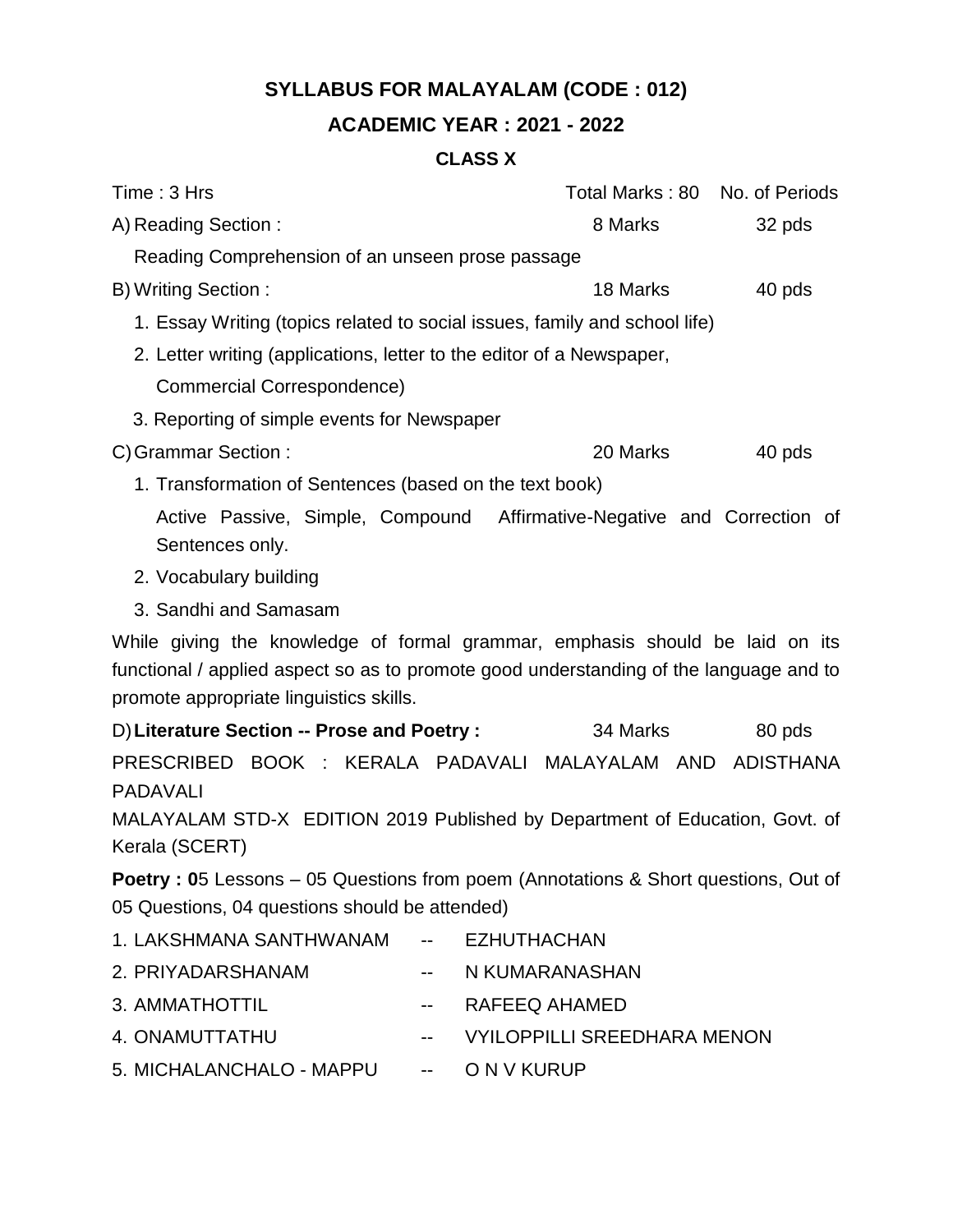# SYLLABUS FOR MALAYALAM (CODE : 012)

## ACADEMIC YEAR : 2021 - 2022

### CLASS X

| Time : 3 Hrs | Total Marks : 80 | No. of Periods |
|---|---|---|
| A) Reading Section : | 8 Marks | 32 pds |

Reading Comprehension of an unseen prose passage

| B) Writing Section : | 18 Marks | 40 pds |
|---|---|---|

1. Essay Writing (topics related to social issues, family and school life)
2. Letter writing (applications, letter to the editor of a Newspaper, Commercial Correspondence)
3. Reporting of simple events for Newspaper

| C) Grammar Section : | 20 Marks | 40 pds |
|---|---|---|

1. Transformation of Sentences (based on the text book)

   Active Passive, Simple, Compound Affirmative-Negative and Correction of Sentences only.
2. Vocabulary building
3. Sandhi and Samasam

While giving the knowledge of formal grammar, emphasis should be laid on its functional / applied aspect so as to promote good understanding of the language and to promote appropriate linguistics skills.

| D) **Literature Section -- Prose and Poetry :** | 34 Marks | 80 pds |
|---|---|---|

PRESCRIBED BOOK : KERALA PADAVALI MALAYALAM AND ADISTHANA PADAVALI

MALAYALAM STD-X EDITION 2019 Published by Department of Education, Govt. of Kerala (SCERT)

**Poetry : 0**5 Lessons – 05 Questions from poem (Annotations & Short questions, Out of 05 Questions, 04 questions should be attended)

1. LAKSHMANA SANTHWANAM -- EZHUTHACHAN
2. PRIYADARSHANAM -- N KUMARANASHAN
3. AMMATHOTTIL -- RAFEEQ AHAMED
4. ONAMUTTATHU -- VYILOPPILLI SREEDHARA MENON
5. MICHALANCHALO - MAPPU -- O N V KURUP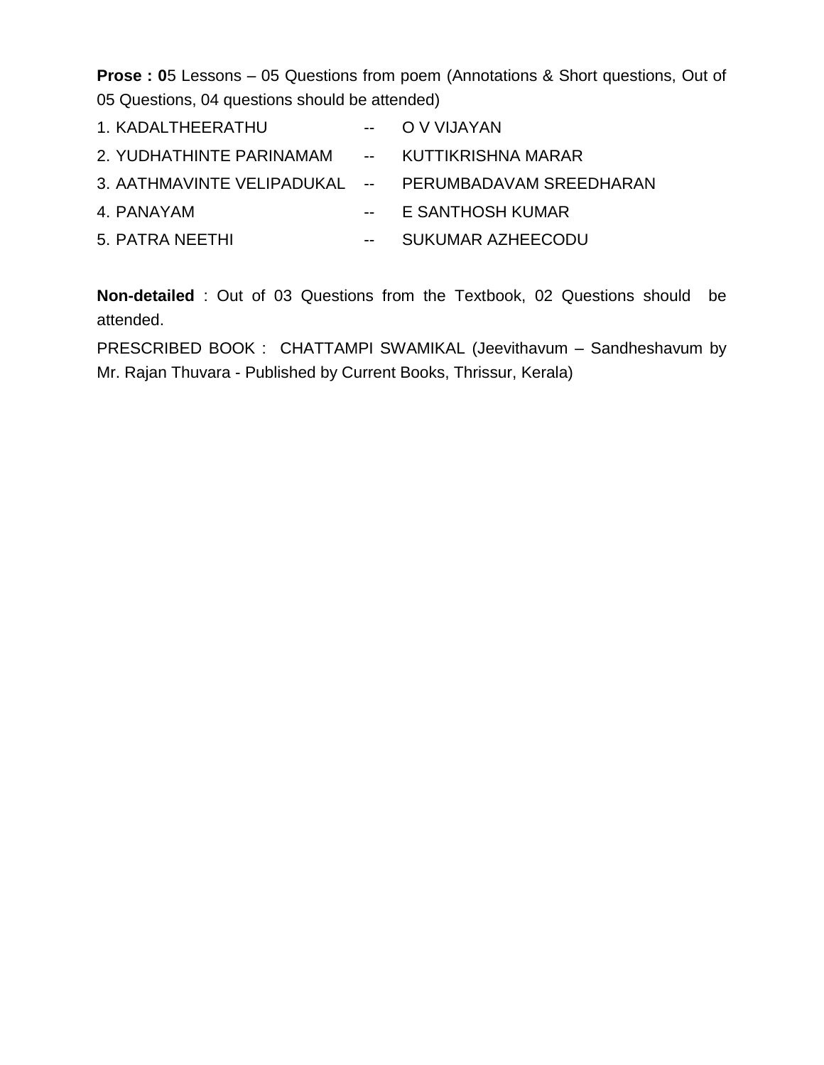**Prose : 0**5 Lessons – 05 Questions from poem (Annotations & Short questions, Out of 05 Questions, 04 questions should be attended)

| | | |
|---|---|---|
| 1. KADALTHEERATHU | -- | O V VIJAYAN |
| 2. YUDHATHINTE PARINAMAM | -- | KUTTIKRISHNA MARAR |
| 3. AATHMAVINTE VELIPADUKAL | -- | PERUMBADAVAM SREEDHARAN |
| 4. PANAYAM | -- | E SANTHOSH KUMAR |
| 5. PATRA NEETHI | -- | SUKUMAR AZHEECODU |

**Non-detailed** : Out of 03 Questions from the Textbook, 02 Questions should be attended.

PRESCRIBED BOOK : CHATTAMPI SWAMIKAL (Jeevithavum – Sandheshavum by Mr. Rajan Thuvara - Published by Current Books, Thrissur, Kerala)